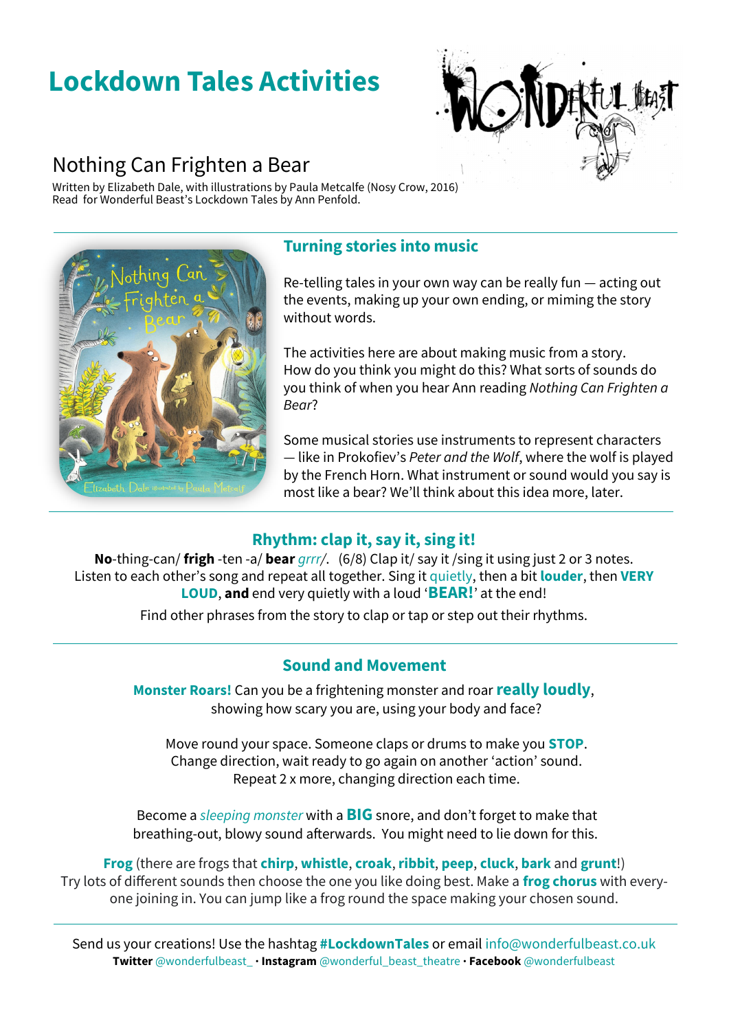# Lockdown Tales Activities

## Nothing Can Frighten a Bear

Written by Elizabeth Dale, with illustrations by Paula Metcalfe (Nosy Crow, 2016)
Read for Wonderful Beast's Lockdown Tales by Ann Penfold.

### Turning stories into music

Re-telling tales in your own way can be really fun — acting out the events, making up your own ending, or miming the story without words.

The activities here are about making music from a story. How do you think you might do this? What sorts of sounds do you think of when you hear Ann reading *Nothing Can Frighten a Bear*?

Some musical stories use instruments to represent characters — like in Prokofiev's *Peter and the Wolf*, where the wolf is played by the French Horn. What instrument or sound would you say is most like a bear? We'll think about this idea more, later.

### Rhythm: clap it, say it, sing it!

**No**-thing-can/ **frigh** -ten -a/ **bear** *grrr*/. (6/8) Clap it/ say it /sing it using just 2 or 3 notes. Listen to each other's song and repeat all together. Sing it quietly, then a bit **louder**, then **VERY LOUD**, **and** end very quietly with a loud '**BEAR!**' at the end!

Find other phrases from the story to clap or tap or step out their rhythms.

### Sound and Movement

**Monster Roars!** Can you be a frightening monster and roar **really loudly**, showing how scary you are, using your body and face?

Move round your space. Someone claps or drums to make you **STOP**. Change direction, wait ready to go again on another 'action' sound. Repeat 2 x more, changing direction each time.

Become a *sleeping monster* with a **BIG** snore, and don't forget to make that breathing-out, blowy sound afterwards. You might need to lie down for this.

**Frog** (there are frogs that **chirp**, **whistle**, **croak**, **ribbit**, **peep**, **cluck**, **bark** and **grunt**!) Try lots of different sounds then choose the one you like doing best. Make a **frog chorus** with every-one joining in. You can jump like a frog round the space making your chosen sound.

Send us your creations! Use the hashtag **#LockdownTales** or email info@wonderfulbeast.co.uk
**Twitter** @wonderfulbeast_ · **Instagram** @wonderful_beast_theatre · **Facebook** @wonderfulbeast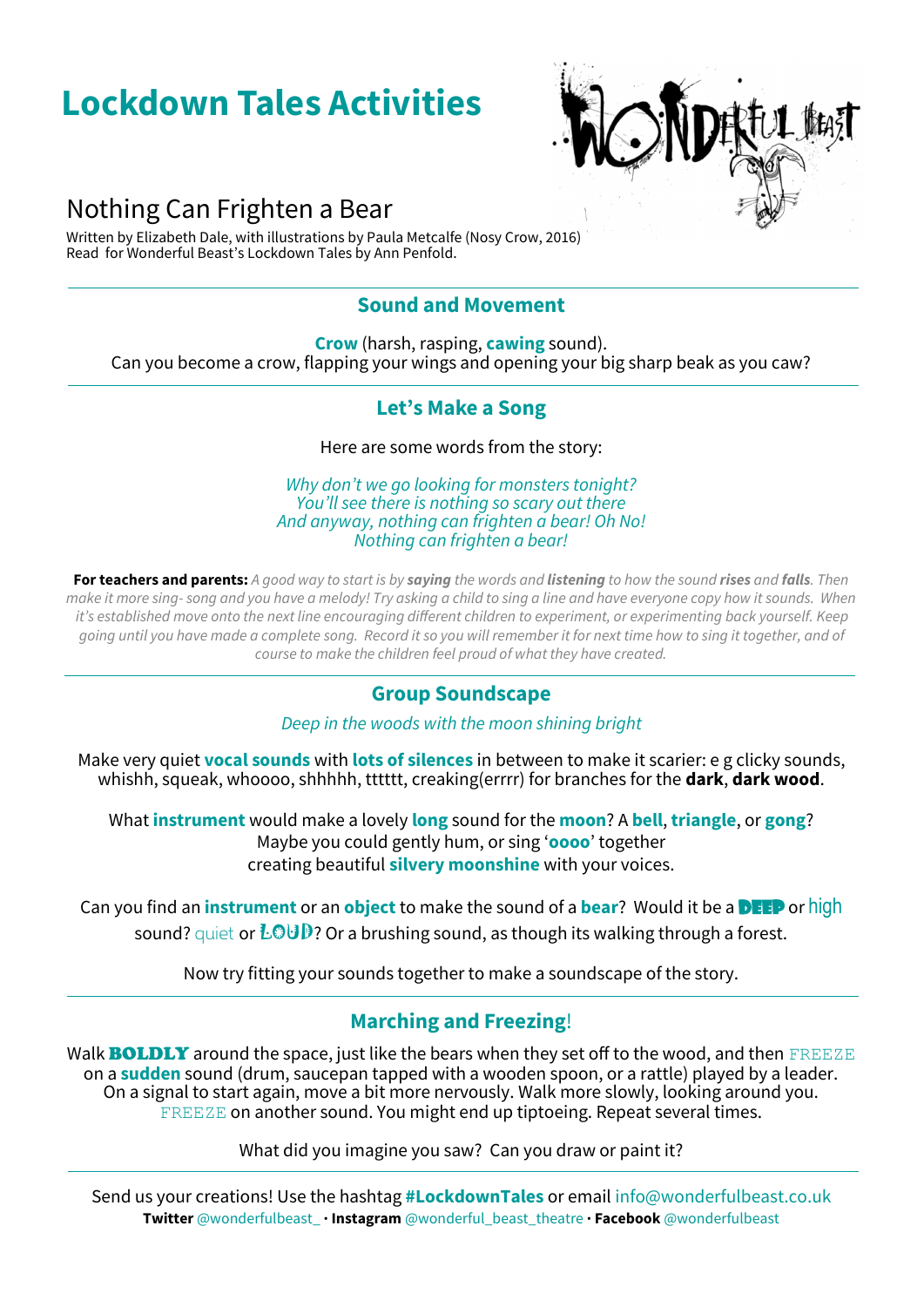# Lockdown Tales Activities

## Nothing Can Frighten a Bear

Written by Elizabeth Dale, with illustrations by Paula Metcalfe (Nosy Crow, 2016)
Read for Wonderful Beast's Lockdown Tales by Ann Penfold.

---

### Sound and Movement

**Crow** (harsh, rasping, **cawing** sound).
Can you become a crow, flapping your wings and opening your big sharp beak as you caw?

---

### Let's Make a Song

Here are some words from the story:

*Why don't we go looking for monsters tonight?*
*You'll see there is nothing so scary out there*
*And anyway, nothing can frighten a bear! Oh No!*
*Nothing can frighten a bear!*

**For teachers and parents:** *A good way to start is by **saying** the words and **listening** to how the sound **rises** and **falls**. Then make it more sing- song and you have a melody! Try asking a child to sing a line and have everyone copy how it sounds. When it's established move onto the next line encouraging different children to experiment, or experimenting back yourself. Keep going until you have made a complete song. Record it so you will remember it for next time how to sing it together, and of course to make the children feel proud of what they have created.*

---

### Group Soundscape

*Deep in the woods with the moon shining bright*

Make very quiet **vocal sounds** with **lots of silences** in between to make it scarier: e g clicky sounds, whishh, squeak, whoooo, shhhhh, tttttt, creaking(errrr) for branches for the **dark**, **dark wood**.

What **instrument** would make a lovely **long** sound for the **moon**? A **bell**, **triangle**, or **gong**? Maybe you could gently hum, or sing '**oooo**' together creating beautiful **silvery moonshine** with your voices.

Can you find an **instrument** or an **object** to make the sound of a **bear**? Would it be a **DEEP** or high sound? quiet or **LOUD**? Or a brushing sound, as though its walking through a forest.

Now try fitting your sounds together to make a soundscape of the story.

---

### Marching and Freezing!

Walk **BOLDLY** around the space, just like the bears when they set off to the wood, and then FREEZE on a **sudden** sound (drum, saucepan tapped with a wooden spoon, or a rattle) played by a leader. On a signal to start again, move a bit more nervously. Walk more slowly, looking around you. FREEZE on another sound. You might end up tiptoeing. Repeat several times.

What did you imagine you saw? Can you draw or paint it?

---

Send us your creations! Use the hashtag **#LockdownTales** or email info@wonderfulbeast.co.uk
**Twitter** @wonderfulbeast_ · **Instagram** @wonderful_beast_theatre · **Facebook** @wonderfulbeast